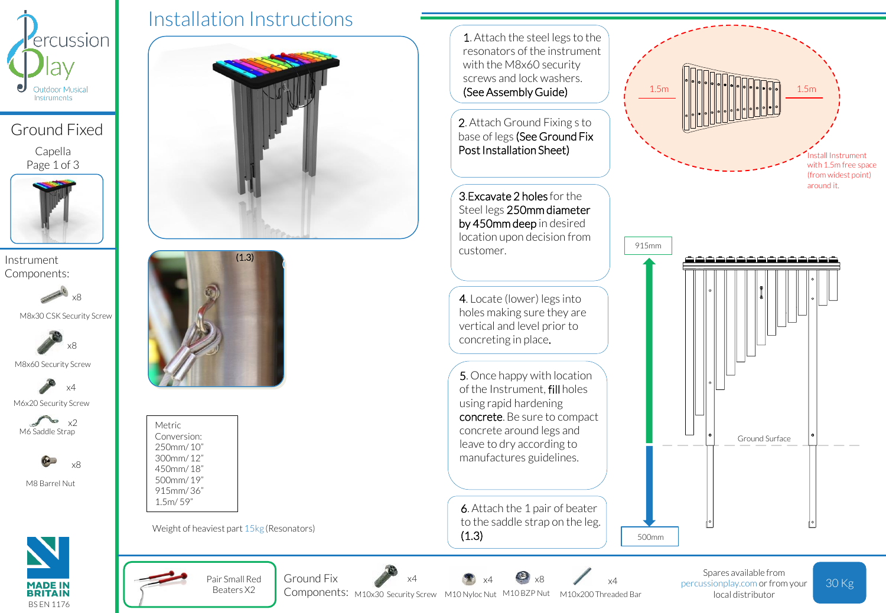# Installation Instructions

## Ground Fixed

Capella

Page 1 of 3

### Instrument Components:

- M8x30 CSK Security Screw x8
- M8x60 Security Screw x8
- M6x20 Security Screw x4
- M6 Saddle Strap x2
- M8 Barrel Nut x8

(1.3)

| Metric Conversion: |
|---|
| 250mm/ 10" |
| 300mm/ 12" |
| 450mm/ 18" |
| 500mm/ 19" |
| 915mm/ 36" |
| 1.5m/ 59" |

Weight of heaviest part 15kg (Resonators)

1. Attach the steel legs to the resonators of the instrument with the M8x60 security screws and lock washers. (See Assembly Guide)

2. Attach Ground Fixing s to base of legs (See Ground Fix Post Installation Sheet)

3. Excavate 2 holes for the Steel legs 250mm diameter by 450mm deep in desired location upon decision from customer.

4. Locate (lower) legs into holes making sure they are vertical and level prior to concreting in place.

5. Once happy with location of the Instrument, fill holes using rapid hardening concrete. Be sure to compact concrete around legs and leave to dry according to manufactures guidelines.

6. Attach the 1 pair of beater to the saddle strap on the leg. (1.3)

1.5m 1.5m

Install Instrument with 1.5m free space (from widest point) around it.

915mm

Ground Surface

500mm

Pair Small Red Beaters X2

### Ground Fix Components:

- M10x30 Security Screw x4
- M10 Nyloc Nut x4
- M10 BZP Nut x8
- M10x200 Threaded Bar x4

Spares available from percussionplay.com or from your local distributor

30 Kg

MADE IN BRITAIN

BS EN 1176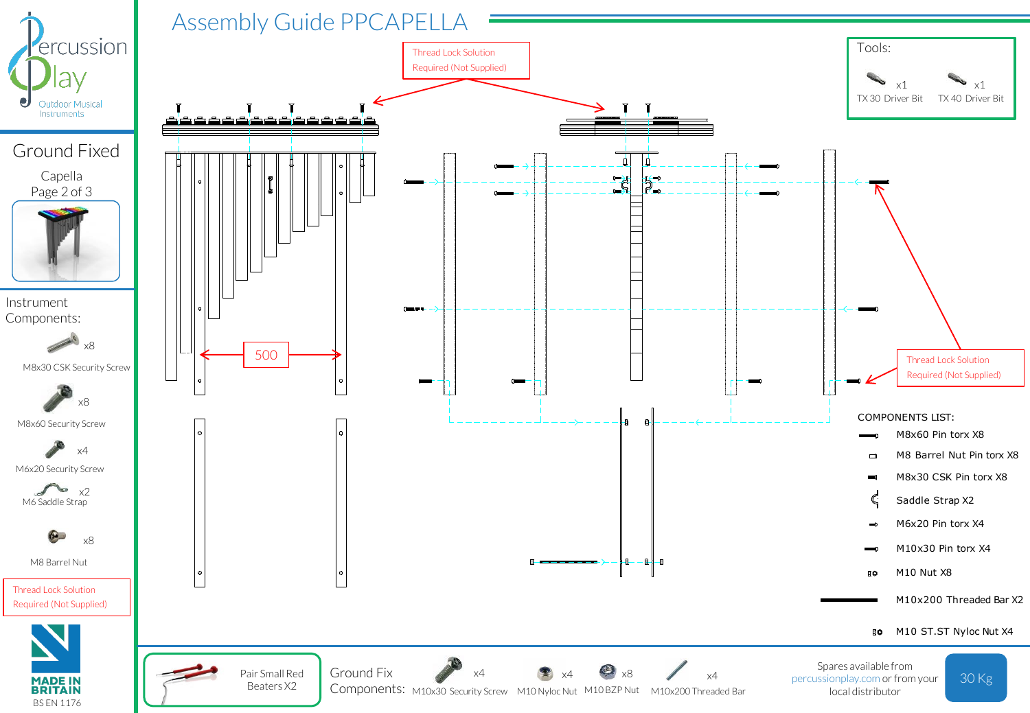# Assembly Guide PPCAPELLA

Percussion Play – Outdoor Musical Instruments

## Ground Fixed

Capella
Page 2 of 3

### Instrument Components:

- x8 M8x30 CSK Security Screw
- x8 M8x60 Security Screw
- x4 M6x20 Security Screw
- x2 M6 Saddle Strap
- x8 M8 Barrel Nut

Thread Lock Solution Required (Not Supplied)

MADE IN BRITAIN
BS EN 1176

### Tools:

- x1 TX 30 Driver Bit
- x1 TX 40 Driver Bit

Thread Lock Solution Required (Not Supplied)

500

Thread Lock Solution Required (Not Supplied)

### COMPONENTS LIST:

- M8x60 Pin torx X8
- M8 Barrel Nut Pin torx X8
- M8x30 CSK Pin torx X8
- Saddle Strap X2
- M6x20 Pin torx X4
- M10x30 Pin torx X4
- M10 Nut X8
- M10x200 Threaded Bar X2
- M10 ST.ST Nyloc Nut X4

Pair Small Red Beaters X2

### Ground Fix Components:

- x4 M10x30 Security Screw
- x4 M10 Nyloc Nut
- x8 M10 BZP Nut
- x4 M10x200 Threaded Bar

Spares available from percussionplay.com or from your local distributor

30 Kg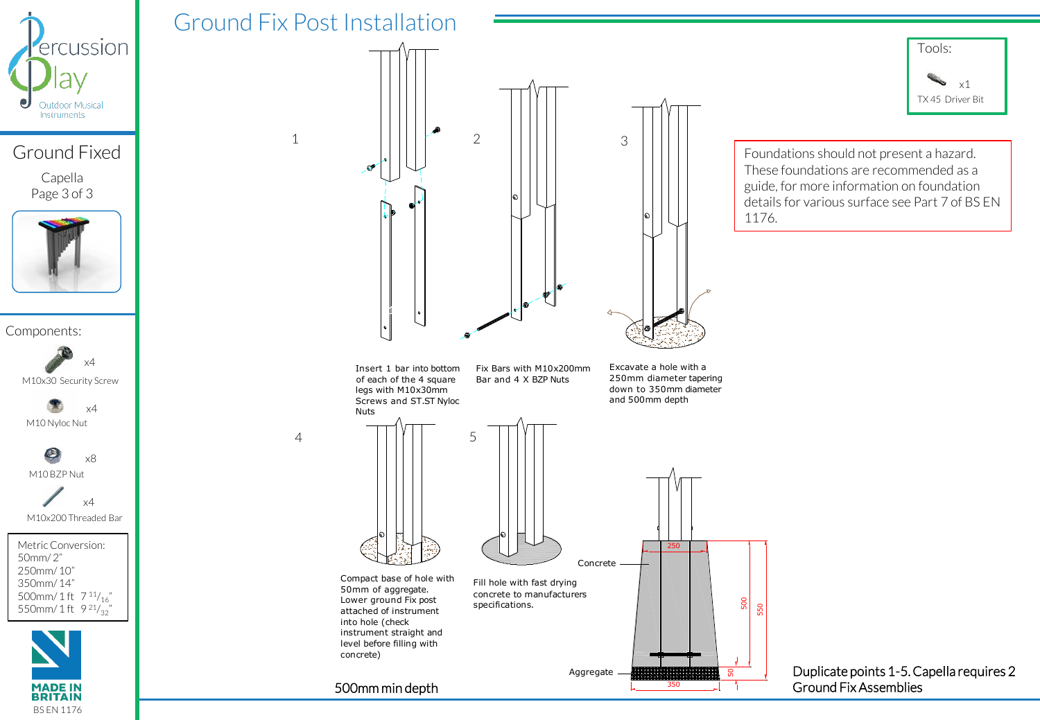# Ground Fix Post Installation

## Ground Fixed

Capella

Page 3 of 3

### Components:

- M10x30 Security Screw x4
- M10 Nyloc Nut x4
- M10 BZP Nut x8
- M10x200 Threaded Bar x4

| Metric Conversion: |
|---|
| 50mm/ 2" |
| 250mm/ 10" |
| 350mm/ 14" |
| 500mm/ 1 ft 7 11/16" |
| 550mm/ 1 ft 9 21/32" |

MADE IN BRITAIN

BS EN 1176

### Tools:

- TX 45 Driver Bit x1

Foundations should not present a hazard. These foundations are recommended as a guide, for more information on foundation details for various surface see Part 7 of BS EN 1176.

1. Insert 1 bar into bottom of each of the 4 square legs with M10x30mm Screws and ST.ST Nyloc Nuts
2. Fix Bars with M10x200mm Bar and 4 X BZP Nuts
3. Excavate a hole with a 250mm diameter tapering down to 350mm diameter and 500mm depth
4. Compact base of hole with 50mm of aggregate. Lower ground Fix post attached of instrument into hole (check instrument straight and level before filling with concrete)
5. Fill hole with fast drying concrete to manufacturers specifications.

Concrete

Aggregate

250

350

500

550

50

500mm min depth

Duplicate points 1-5. Capella requires 2 Ground Fix Assemblies